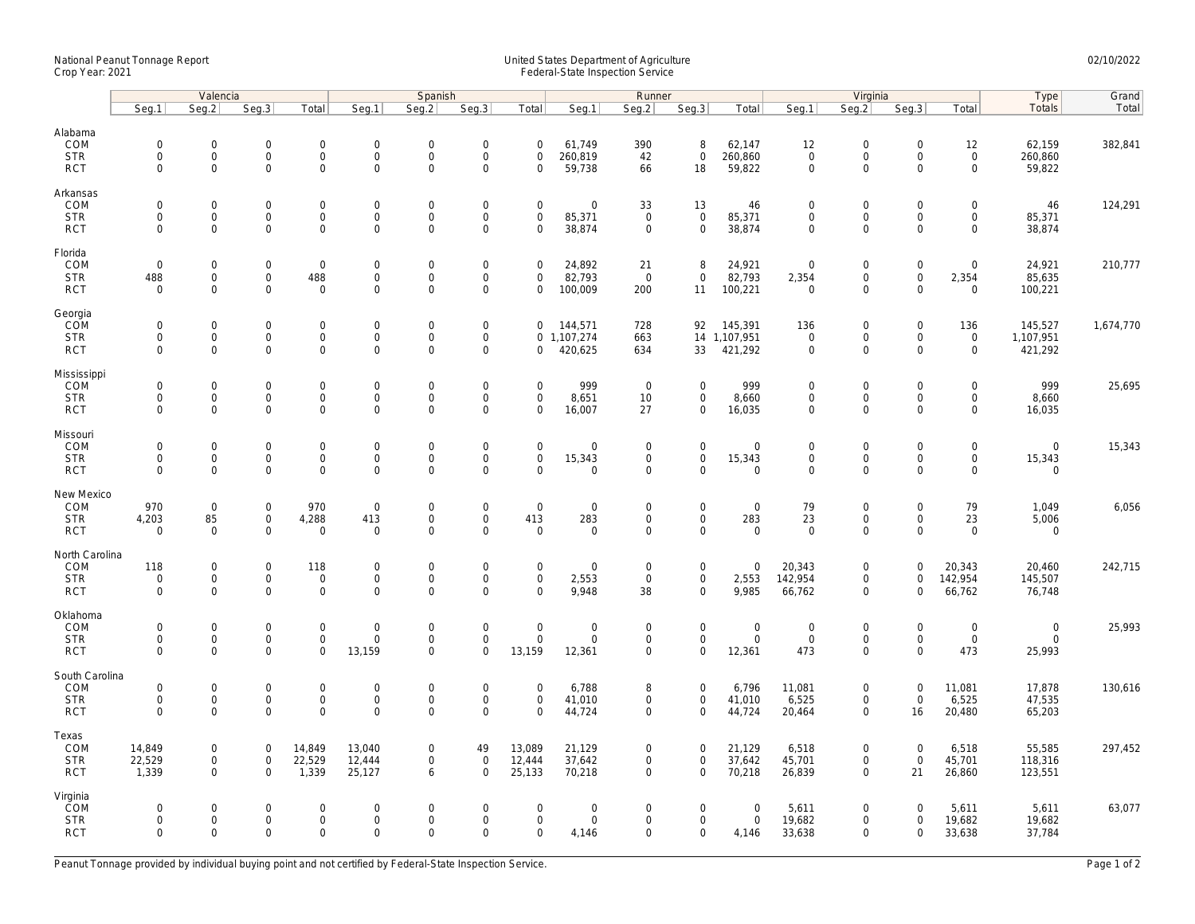National Peanut Tonnage Report
Crop Year: 2021

United States Department of Agriculture
Federal-State Inspection Service

02/10/2022

| | Valencia | | | | Spanish | | | | Runner | | | | Virginia | | | | Type | Grand |
|---|---|---|---|---|---|---|---|---|---|---|---|---|---|---|---|---|---|---|
| | Seg.1 | Seg.2 | Seg.3 | Total | Seg.1 | Seg.2 | Seg.3 | Total | Seg.1 | Seg.2 | Seg.3 | Total | Seg.1 | Seg.2 | Seg.3 | Total | Totals | Total |
| **Alabama** | | | | | | | | | | | | | | | | | | |
| COM | 0 | 0 | 0 | 0 | 0 | 0 | 0 | 0 | 61,749 | 390 | 8 | 62,147 | 12 | 0 | 0 | 12 | 62,159 | 382,841 |
| STR | 0 | 0 | 0 | 0 | 0 | 0 | 0 | 0 | 260,819 | 42 | 0 | 260,860 | 0 | 0 | 0 | 0 | 260,860 | |
| RCT | 0 | 0 | 0 | 0 | 0 | 0 | 0 | 0 | 59,738 | 66 | 18 | 59,822 | 0 | 0 | 0 | 0 | 59,822 | |
| **Arkansas** | | | | | | | | | | | | | | | | | | |
| COM | 0 | 0 | 0 | 0 | 0 | 0 | 0 | 0 | 0 | 33 | 13 | 46 | 0 | 0 | 0 | 0 | 46 | 124,291 |
| STR | 0 | 0 | 0 | 0 | 0 | 0 | 0 | 0 | 85,371 | 0 | 0 | 85,371 | 0 | 0 | 0 | 0 | 85,371 | |
| RCT | 0 | 0 | 0 | 0 | 0 | 0 | 0 | 0 | 38,874 | 0 | 0 | 38,874 | 0 | 0 | 0 | 0 | 38,874 | |
| **Florida** | | | | | | | | | | | | | | | | | | |
| COM | 0 | 0 | 0 | 0 | 0 | 0 | 0 | 0 | 24,892 | 21 | 8 | 24,921 | 0 | 0 | 0 | 0 | 24,921 | 210,777 |
| STR | 488 | 0 | 0 | 488 | 0 | 0 | 0 | 0 | 82,793 | 0 | 0 | 82,793 | 2,354 | 0 | 0 | 2,354 | 85,635 | |
| RCT | 0 | 0 | 0 | 0 | 0 | 0 | 0 | 0 | 100,009 | 200 | 11 | 100,221 | 0 | 0 | 0 | 0 | 100,221 | |
| **Georgia** | | | | | | | | | | | | | | | | | | |
| COM | 0 | 0 | 0 | 0 | 0 | 0 | 0 | 0 | 144,571 | 728 | 92 | 145,391 | 136 | 0 | 0 | 136 | 145,527 | 1,674,770 |
| STR | 0 | 0 | 0 | 0 | 0 | 0 | 0 | 0 | 1,107,274 | 663 | 14 | 1,107,951 | 0 | 0 | 0 | 0 | 1,107,951 | |
| RCT | 0 | 0 | 0 | 0 | 0 | 0 | 0 | 0 | 420,625 | 634 | 33 | 421,292 | 0 | 0 | 0 | 0 | 421,292 | |
| **Mississippi** | | | | | | | | | | | | | | | | | | |
| COM | 0 | 0 | 0 | 0 | 0 | 0 | 0 | 0 | 999 | 0 | 0 | 999 | 0 | 0 | 0 | 0 | 999 | 25,695 |
| STR | 0 | 0 | 0 | 0 | 0 | 0 | 0 | 0 | 8,651 | 10 | 0 | 8,660 | 0 | 0 | 0 | 0 | 8,660 | |
| RCT | 0 | 0 | 0 | 0 | 0 | 0 | 0 | 0 | 16,007 | 27 | 0 | 16,035 | 0 | 0 | 0 | 0 | 16,035 | |
| **Missouri** | | | | | | | | | | | | | | | | | | |
| COM | 0 | 0 | 0 | 0 | 0 | 0 | 0 | 0 | 0 | 0 | 0 | 0 | 0 | 0 | 0 | 0 | 0 | 15,343 |
| STR | 0 | 0 | 0 | 0 | 0 | 0 | 0 | 0 | 15,343 | 0 | 0 | 15,343 | 0 | 0 | 0 | 0 | 15,343 | |
| RCT | 0 | 0 | 0 | 0 | 0 | 0 | 0 | 0 | 0 | 0 | 0 | 0 | 0 | 0 | 0 | 0 | 0 | |
| **New Mexico** | | | | | | | | | | | | | | | | | | |
| COM | 970 | 0 | 0 | 970 | 0 | 0 | 0 | 0 | 0 | 0 | 0 | 0 | 79 | 0 | 0 | 79 | 1,049 | 6,056 |
| STR | 4,203 | 85 | 0 | 4,288 | 413 | 0 | 0 | 413 | 283 | 0 | 0 | 283 | 23 | 0 | 0 | 23 | 5,006 | |
| RCT | 0 | 0 | 0 | 0 | 0 | 0 | 0 | 0 | 0 | 0 | 0 | 0 | 0 | 0 | 0 | 0 | 0 | |
| **North Carolina** | | | | | | | | | | | | | | | | | | |
| COM | 118 | 0 | 0 | 118 | 0 | 0 | 0 | 0 | 0 | 0 | 0 | 0 | 20,343 | 0 | 0 | 20,343 | 20,460 | 242,715 |
| STR | 0 | 0 | 0 | 0 | 0 | 0 | 0 | 0 | 2,553 | 0 | 0 | 2,553 | 142,954 | 0 | 0 | 142,954 | 145,507 | |
| RCT | 0 | 0 | 0 | 0 | 0 | 0 | 0 | 0 | 9,948 | 38 | 0 | 9,985 | 66,762 | 0 | 0 | 66,762 | 76,748 | |
| **Oklahoma** | | | | | | | | | | | | | | | | | | |
| COM | 0 | 0 | 0 | 0 | 0 | 0 | 0 | 0 | 0 | 0 | 0 | 0 | 0 | 0 | 0 | 0 | 0 | 25,993 |
| STR | 0 | 0 | 0 | 0 | 0 | 0 | 0 | 0 | 0 | 0 | 0 | 0 | 0 | 0 | 0 | 0 | 0 | |
| RCT | 0 | 0 | 0 | 0 | 13,159 | 0 | 0 | 13,159 | 12,361 | 0 | 0 | 12,361 | 473 | 0 | 0 | 473 | 25,993 | |
| **South Carolina** | | | | | | | | | | | | | | | | | | |
| COM | 0 | 0 | 0 | 0 | 0 | 0 | 0 | 0 | 6,788 | 8 | 0 | 6,796 | 11,081 | 0 | 0 | 11,081 | 17,878 | 130,616 |
| STR | 0 | 0 | 0 | 0 | 0 | 0 | 0 | 0 | 41,010 | 0 | 0 | 41,010 | 6,525 | 0 | 0 | 6,525 | 47,535 | |
| RCT | 0 | 0 | 0 | 0 | 0 | 0 | 0 | 0 | 44,724 | 0 | 0 | 44,724 | 20,464 | 0 | 16 | 20,480 | 65,203 | |
| **Texas** | | | | | | | | | | | | | | | | | | |
| COM | 14,849 | 0 | 0 | 14,849 | 13,040 | 0 | 49 | 13,089 | 21,129 | 0 | 0 | 21,129 | 6,518 | 0 | 0 | 6,518 | 55,585 | 297,452 |
| STR | 22,529 | 0 | 0 | 22,529 | 12,444 | 0 | 0 | 12,444 | 37,642 | 0 | 0 | 37,642 | 45,701 | 0 | 0 | 45,701 | 118,316 | |
| RCT | 1,339 | 0 | 0 | 1,339 | 25,127 | 6 | 0 | 25,133 | 70,218 | 0 | 0 | 70,218 | 26,839 | 0 | 21 | 26,860 | 123,551 | |
| **Virginia** | | | | | | | | | | | | | | | | | | |
| COM | 0 | 0 | 0 | 0 | 0 | 0 | 0 | 0 | 0 | 0 | 0 | 0 | 5,611 | 0 | 0 | 5,611 | 5,611 | 63,077 |
| STR | 0 | 0 | 0 | 0 | 0 | 0 | 0 | 0 | 0 | 0 | 0 | 0 | 19,682 | 0 | 0 | 19,682 | 19,682 | |
| RCT | 0 | 0 | 0 | 0 | 0 | 0 | 0 | 0 | 4,146 | 0 | 0 | 4,146 | 33,638 | 0 | 0 | 33,638 | 37,784 | |

Peanut Tonnage provided by individual buying point and not certified by Federal-State Inspection Service.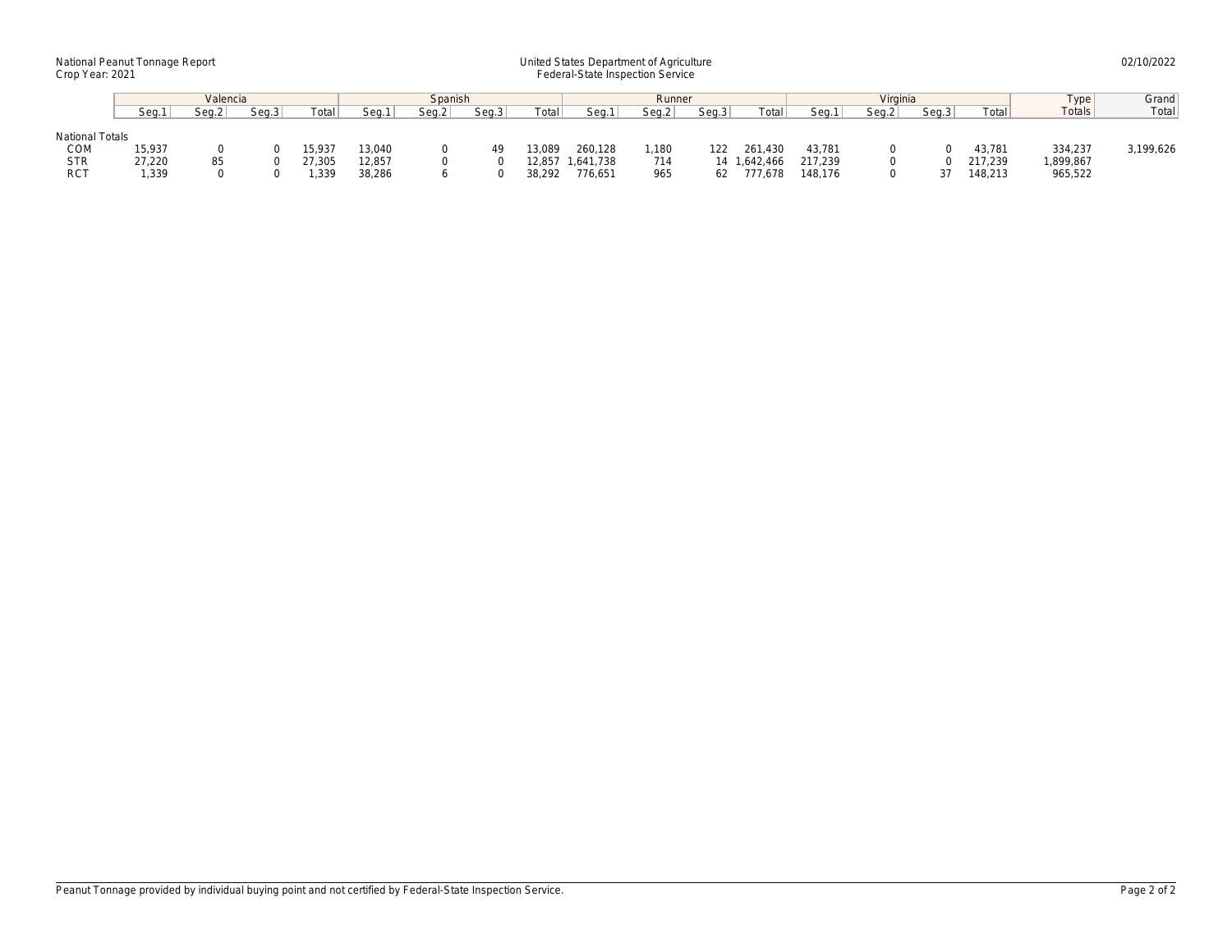National Peanut Tonnage Report
Crop Year: 2021

United States Department of Agriculture
Federal-State Inspection Service

02/10/2022

| | Valencia | | | | Spanish | | | | Runner | | | | Virginia | | | | Type | Grand |
|---|---|---|---|---|---|---|---|---|---|---|---|---|---|---|---|---|---|---|
| | Seg.1 | Seg.2 | Seg.3 | Total | Seg.1 | Seg.2 | Seg.3 | Total | Seg.1 | Seg.2 | Seg.3 | Total | Seg.1 | Seg.2 | Seg.3 | Total | Totals | Total |
| National Totals | | | | | | | | | | | | | | | | | | |
| COM | 15,937 | 0 | 0 | 15,937 | 13,040 | 0 | 49 | 13,089 | 260,128 | 1,180 | 122 | 261,430 | 43,781 | 0 | 0 | 43,781 | 334,237 | 3,199,626 |
| STR | 27,220 | 85 | 0 | 27,305 | 12,857 | 0 | 0 | 12,857 | 1,641,738 | 714 | 14 | 1,642,466 | 217,239 | 0 | 0 | 217,239 | 1,899,867 | |
| RCT | 1,339 | 0 | 0 | 1,339 | 38,286 | 6 | 0 | 38,292 | 776,651 | 965 | 62 | 777,678 | 148,176 | 0 | 37 | 148,213 | 965,522 | |

Peanut Tonnage provided by individual buying point and not certified by Federal-State Inspection Service.